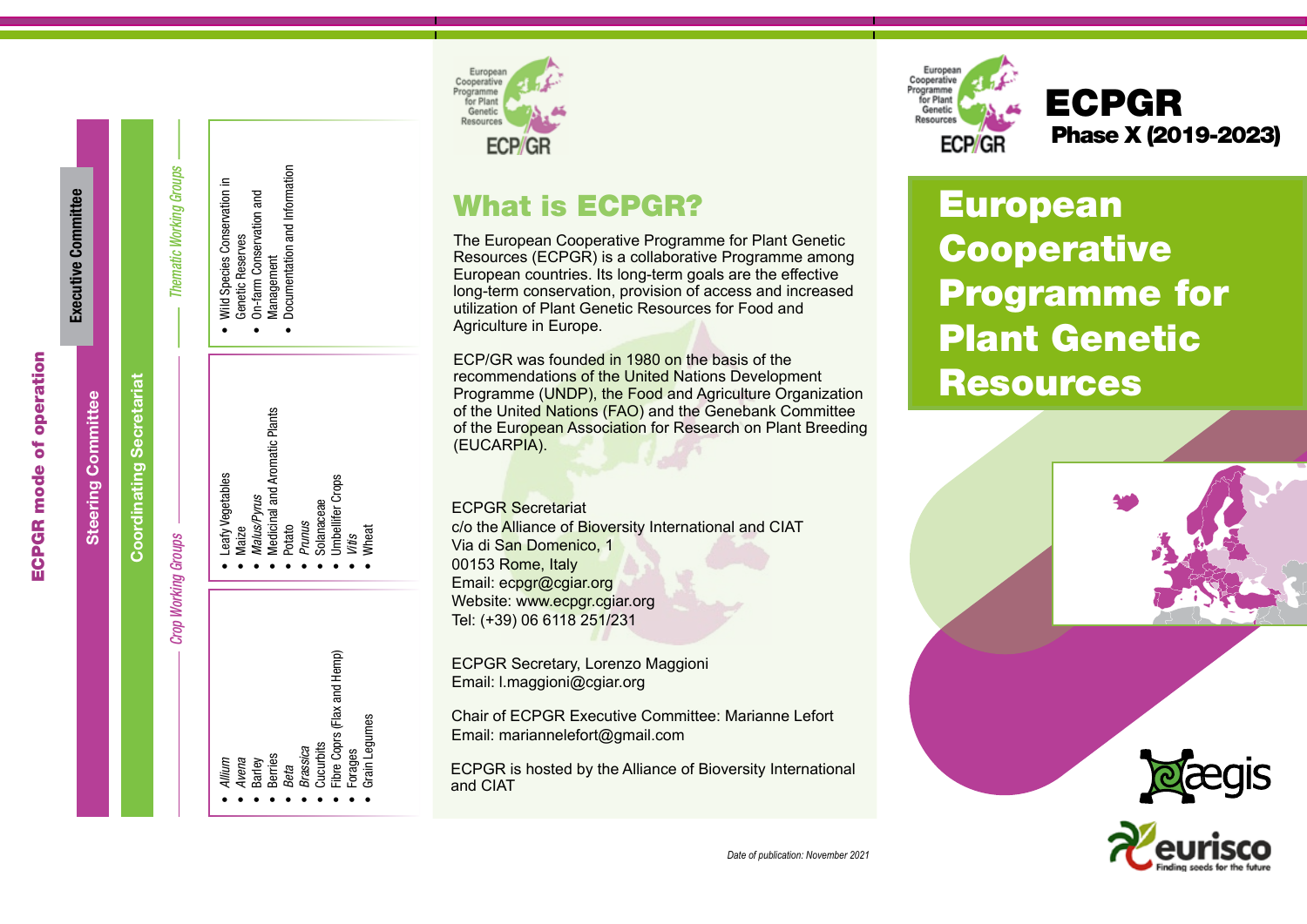# ECPGR mode of operation

**Executive Committee**

**Steering Committee**

**Coordinating Secretariat**

*Thematic Working Groups*

- Wild Species Conservation in Genetic Reserves
- On-farm Conservation and Management
- Documentation and Information

*Crop Working Groups*

- Leafy Vegetables
- Maize
- *Malus/Pyrus*
- Medicinal and Aromatic Plants
- Potato
- *Prunus*
- Solanaceae
- Umbellifer Crops
- *Vitis*
- Wheat

- *Allium*
- *Avena*
- Barley
- Berries
- *Beta*
- *Brassica*
- Cucurbits
- Fibre Coprs (Flax and Hemp)
- Forages
- Grain Legumes

## What is ECPGR?

The European Cooperative Programme for Plant Genetic Resources (ECPGR) is a collaborative Programme among European countries. Its long-term goals are the effective long-term conservation, provision of access and increased utilization of Plant Genetic Resources for Food and Agriculture in Europe.

ECP/GR was founded in 1980 on the basis of the recommendations of the United Nations Development Programme (UNDP), the Food and Agriculture Organization of the United Nations (FAO) and the Genebank Committee of the European Association for Research on Plant Breeding (EUCARPIA).

ECPGR Secretariat
c/o the Alliance of Bioversity International and CIAT
Via di San Domenico, 1
00153 Rome, Italy
Email: ecpgr@cgiar.org
Website: www.ecpgr.cgiar.org
Tel: (+39) 06 6118 251/231

ECPGR Secretary, Lorenzo Maggioni
Email: l.maggioni@cgiar.org

Chair of ECPGR Executive Committee: Marianne Lefort
Email: mariannelefort@gmail.com

ECPGR is hosted by the Alliance of Bioversity International and CIAT

*Date of publication: November 2021*

# ECPGR
## Phase X (2019-2023)

# European Cooperative Programme for Plant Genetic Resources

aegis

eurisco
Finding seeds for the future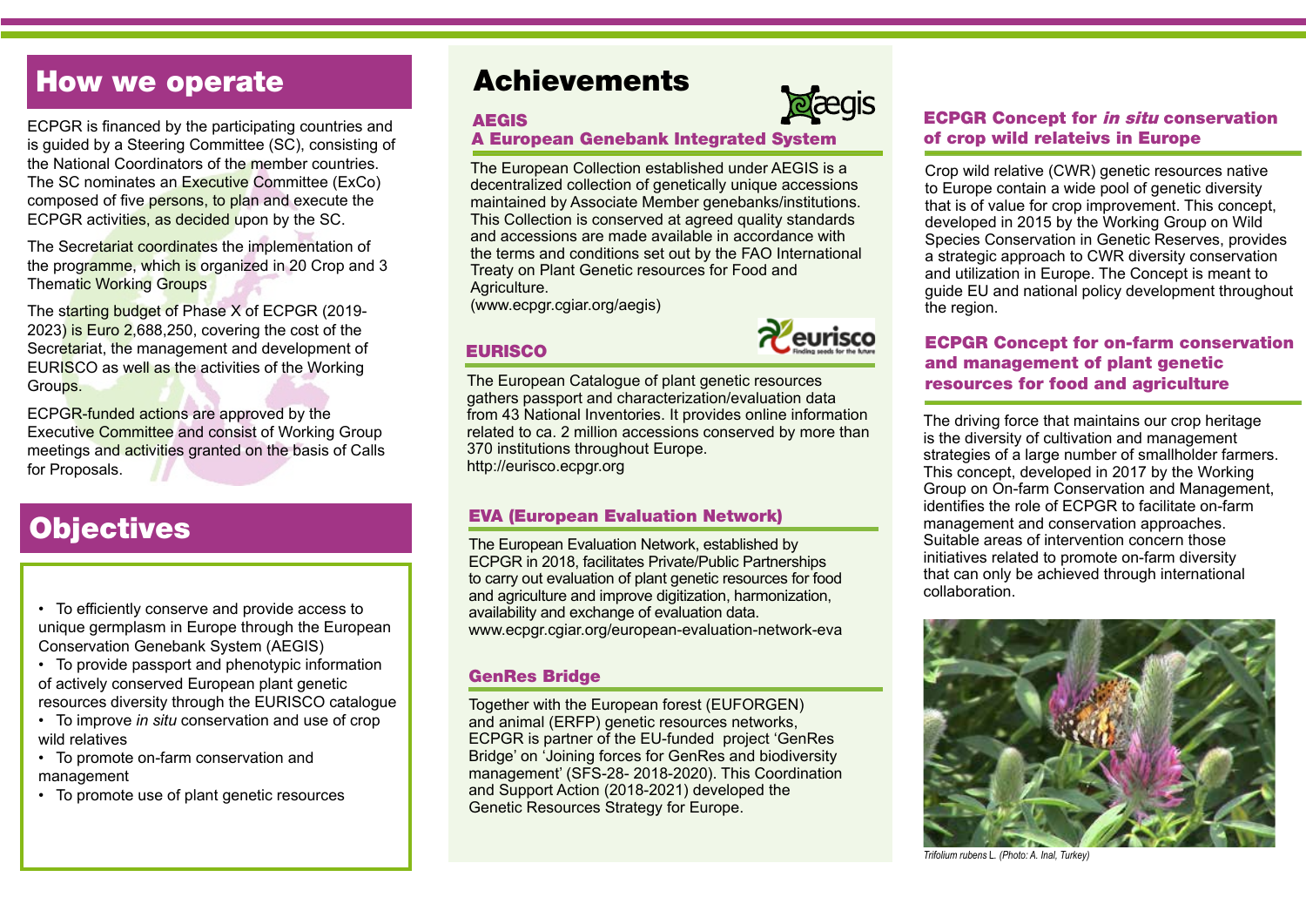## How we operate

ECPGR is financed by the participating countries and is guided by a Steering Committee (SC), consisting of the National Coordinators of the member countries. The SC nominates an Executive Committee (ExCo) composed of five persons, to plan and execute the ECPGR activities, as decided upon by the SC.

The Secretariat coordinates the implementation of the programme, which is organized in 20 Crop and 3 Thematic Working Groups

The starting budget of Phase X of ECPGR (2019-2023) is Euro 2,688,250, covering the cost of the Secretariat, the management and development of EURISCO as well as the activities of the Working Groups.

ECPGR-funded actions are approved by the Executive Committee and consist of Working Group meetings and activities granted on the basis of Calls for Proposals.

## Objectives

- To efficiently conserve and provide access to unique germplasm in Europe through the European Conservation Genebank System (AEGIS)
- To provide passport and phenotypic information of actively conserved European plant genetic resources diversity through the EURISCO catalogue
- To improve *in situ* conservation and use of crop wild relatives
- To promote on-farm conservation and management
- To promote use of plant genetic resources

## Achievements

### AEGIS
### A European Genebank Integrated System

The European Collection established under AEGIS is a decentralized collection of genetically unique accessions maintained by Associate Member genebanks/institutions. This Collection is conserved at agreed quality standards and accessions are made available in accordance with the terms and conditions set out by the FAO International Treaty on Plant Genetic resources for Food and Agriculture.
(www.ecpgr.cgiar.org/aegis)

### EURISCO

The European Catalogue of plant genetic resources gathers passport and characterization/evaluation data from 43 National Inventories. It provides online information related to ca. 2 million accessions conserved by more than 370 institutions throughout Europe.
http://eurisco.ecpgr.org

### EVA (European Evaluation Network)

The European Evaluation Network, established by ECPGR in 2018, facilitates Private/Public Partnerships to carry out evaluation of plant genetic resources for food and agriculture and improve digitization, harmonization, availability and exchange of evaluation data.
www.ecpgr.cgiar.org/european-evaluation-network-eva

### GenRes Bridge

Together with the European forest (EUFORGEN) and animal (ERFP) genetic resources networks, ECPGR is partner of the EU-funded project 'GenRes Bridge' on 'Joining forces for GenRes and biodiversity management' (SFS-28- 2018-2020). This Coordination and Support Action (2018-2021) developed the Genetic Resources Strategy for Europe.

### ECPGR Concept for *in situ* conservation of crop wild relateivs in Europe

Crop wild relative (CWR) genetic resources native to Europe contain a wide pool of genetic diversity that is of value for crop improvement. This concept, developed in 2015 by the Working Group on Wild Species Conservation in Genetic Reserves, provides a strategic approach to CWR diversity conservation and utilization in Europe. The Concept is meant to guide EU and national policy development throughout the region.

### ECPGR Concept for on-farm conservation and management of plant genetic resources for food and agriculture

The driving force that maintains our crop heritage is the diversity of cultivation and management strategies of a large number of smallholder farmers. This concept, developed in 2017 by the Working Group on On-farm Conservation and Management, identifies the role of ECPGR to facilitate on-farm management and conservation approaches. Suitable areas of intervention concern those initiatives related to promote on-farm diversity that can only be achieved through international collaboration.

*Trifolium rubens L. (Photo: A. Inal, Turkey)*